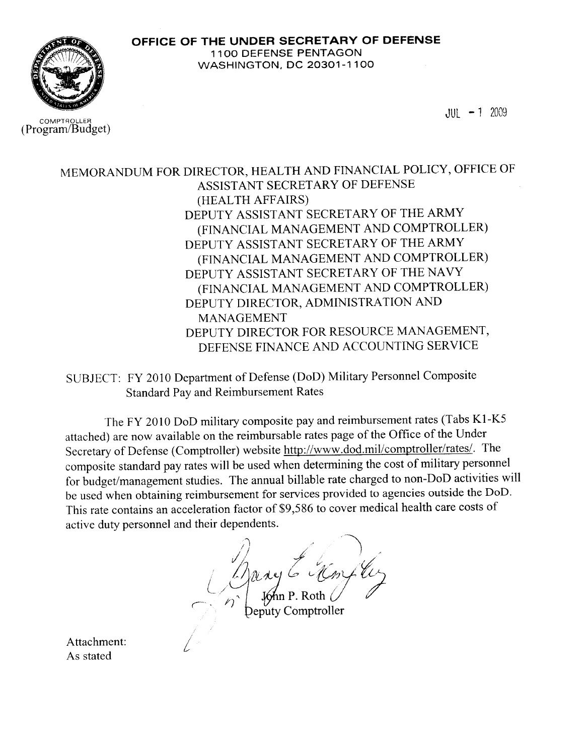**OFFICE OF THE UNDER SECRETARY OF DEFENSE**
1100 DEFENSE PENTAGON
WASHINGTON, DC 20301-1100

COMPTROLLER
(Program/Budget)

JUL - 1 2009

MEMORANDUM FOR DIRECTOR, HEALTH AND FINANCIAL POLICY, OFFICE OF ASSISTANT SECRETARY OF DEFENSE (HEALTH AFFAIRS)
DEPUTY ASSISTANT SECRETARY OF THE ARMY (FINANCIAL MANAGEMENT AND COMPTROLLER)
DEPUTY ASSISTANT SECRETARY OF THE ARMY (FINANCIAL MANAGEMENT AND COMPTROLLER)
DEPUTY ASSISTANT SECRETARY OF THE NAVY (FINANCIAL MANAGEMENT AND COMPTROLLER)
DEPUTY DIRECTOR, ADMINISTRATION AND MANAGEMENT
DEPUTY DIRECTOR FOR RESOURCE MANAGEMENT, DEFENSE FINANCE AND ACCOUNTING SERVICE

SUBJECT: FY 2010 Department of Defense (DoD) Military Personnel Composite Standard Pay and Reimbursement Rates

The FY 2010 DoD military composite pay and reimbursement rates (Tabs K1-K5 attached) are now available on the reimbursable rates page of the Office of the Under Secretary of Defense (Comptroller) website http://www.dod.mil/comptroller/rates/. The composite standard pay rates will be used when determining the cost of military personnel for budget/management studies. The annual billable rate charged to non-DoD activities will be used when obtaining reimbursement for services provided to agencies outside the DoD. This rate contains an acceleration factor of $9,586 to cover medical health care costs of active duty personnel and their dependents.

John P. Roth
Deputy Comptroller

Attachment:
As stated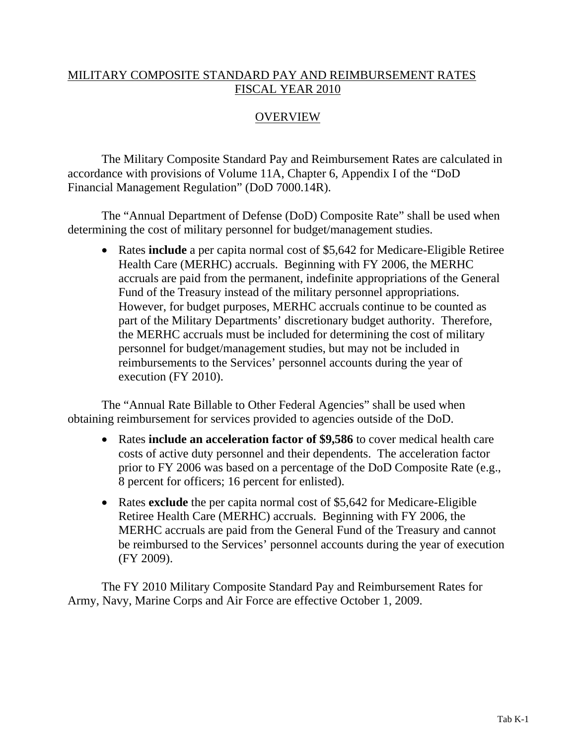# MILITARY COMPOSITE STANDARD PAY AND REIMBURSEMENT RATES FISCAL YEAR 2010

## OVERVIEW

The Military Composite Standard Pay and Reimbursement Rates are calculated in accordance with provisions of Volume 11A, Chapter 6, Appendix I of the "DoD Financial Management Regulation" (DoD 7000.14R).

The "Annual Department of Defense (DoD) Composite Rate" shall be used when determining the cost of military personnel for budget/management studies.

- Rates **include** a per capita normal cost of $5,642 for Medicare-Eligible Retiree Health Care (MERHC) accruals. Beginning with FY 2006, the MERHC accruals are paid from the permanent, indefinite appropriations of the General Fund of the Treasury instead of the military personnel appropriations. However, for budget purposes, MERHC accruals continue to be counted as part of the Military Departments' discretionary budget authority. Therefore, the MERHC accruals must be included for determining the cost of military personnel for budget/management studies, but may not be included in reimbursements to the Services' personnel accounts during the year of execution (FY 2010).

The "Annual Rate Billable to Other Federal Agencies" shall be used when obtaining reimbursement for services provided to agencies outside of the DoD.

- Rates **include an acceleration factor of $9,586** to cover medical health care costs of active duty personnel and their dependents. The acceleration factor prior to FY 2006 was based on a percentage of the DoD Composite Rate (e.g., 8 percent for officers; 16 percent for enlisted).
- Rates **exclude** the per capita normal cost of $5,642 for Medicare-Eligible Retiree Health Care (MERHC) accruals. Beginning with FY 2006, the MERHC accruals are paid from the General Fund of the Treasury and cannot be reimbursed to the Services' personnel accounts during the year of execution (FY 2009).

The FY 2010 Military Composite Standard Pay and Reimbursement Rates for Army, Navy, Marine Corps and Air Force are effective October 1, 2009.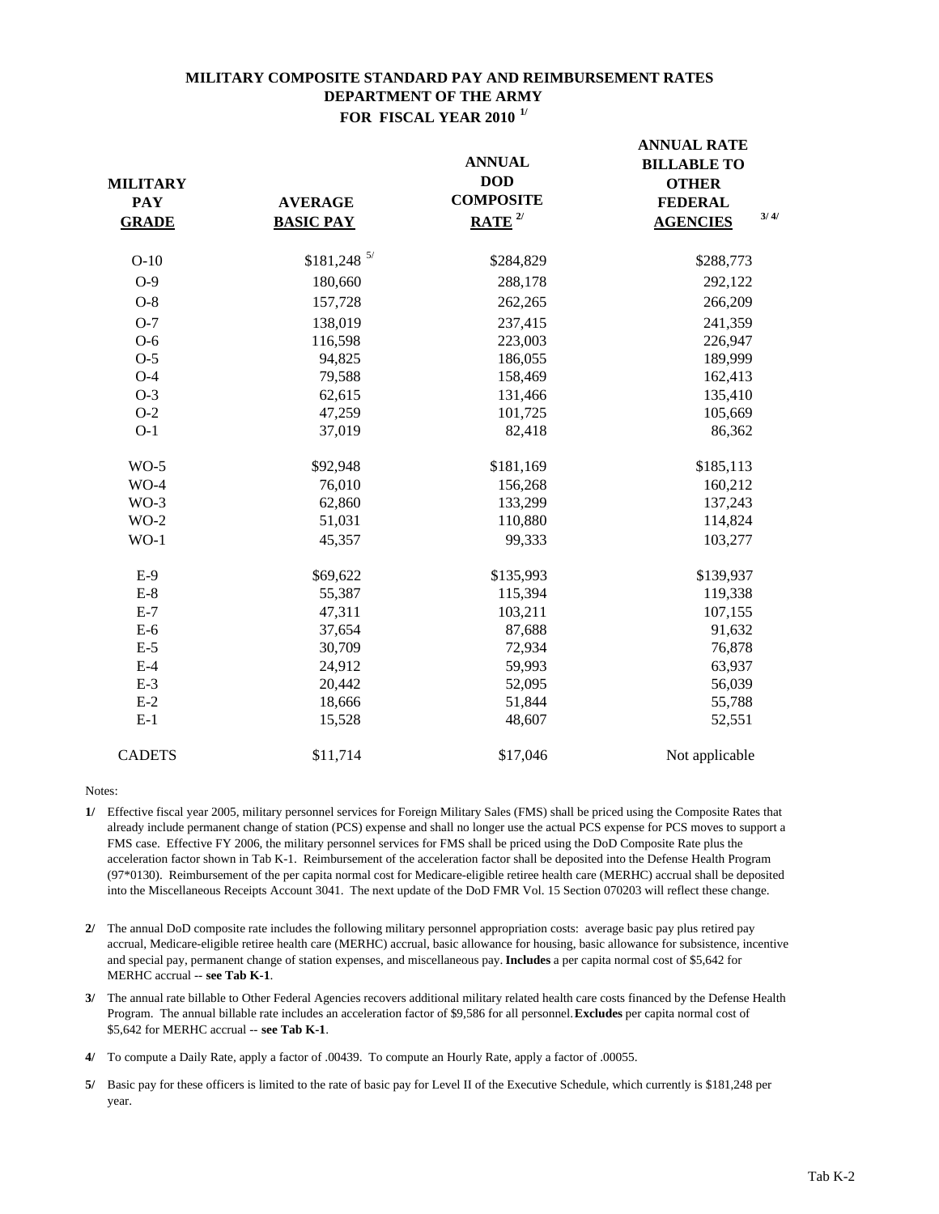# MILITARY COMPOSITE STANDARD PAY AND REIMBURSEMENT RATES
## DEPARTMENT OF THE ARMY
## FOR FISCAL YEAR 2010 [1/]

| MILITARY PAY GRADE | AVERAGE BASIC PAY | ANNUAL DOD COMPOSITE RATE [2/] | ANNUAL RATE BILLABLE TO OTHER FEDERAL AGENCIES [3/ 4/] |
|---|---|---|---|
| O-10 | $181,248 [5/] | $284,829 | $288,773 |
| O-9 | 180,660 | 288,178 | 292,122 |
| O-8 | 157,728 | 262,265 | 266,209 |
| O-7 | 138,019 | 237,415 | 241,359 |
| O-6 | 116,598 | 223,003 | 226,947 |
| O-5 | 94,825 | 186,055 | 189,999 |
| O-4 | 79,588 | 158,469 | 162,413 |
| O-3 | 62,615 | 131,466 | 135,410 |
| O-2 | 47,259 | 101,725 | 105,669 |
| O-1 | 37,019 | 82,418 | 86,362 |
| WO-5 | $92,948 | $181,169 | $185,113 |
| WO-4 | 76,010 | 156,268 | 160,212 |
| WO-3 | 62,860 | 133,299 | 137,243 |
| WO-2 | 51,031 | 110,880 | 114,824 |
| WO-1 | 45,357 | 99,333 | 103,277 |
| E-9 | $69,622 | $135,993 | $139,937 |
| E-8 | 55,387 | 115,394 | 119,338 |
| E-7 | 47,311 | 103,211 | 107,155 |
| E-6 | 37,654 | 87,688 | 91,632 |
| E-5 | 30,709 | 72,934 | 76,878 |
| E-4 | 24,912 | 59,993 | 63,937 |
| E-3 | 20,442 | 52,095 | 56,039 |
| E-2 | 18,666 | 51,844 | 55,788 |
| E-1 | 15,528 | 48,607 | 52,551 |
| CADETS | $11,714 | $17,046 | Not applicable |

Notes:

**1/** Effective fiscal year 2005, military personnel services for Foreign Military Sales (FMS) shall be priced using the Composite Rates that already include permanent change of station (PCS) expense and shall no longer use the actual PCS expense for PCS moves to support a FMS case. Effective FY 2006, the military personnel services for FMS shall be priced using the DoD Composite Rate plus the acceleration factor shown in Tab K-1. Reimbursement of the acceleration factor shall be deposited into the Defense Health Program (97*0130). Reimbursement of the per capita normal cost for Medicare-eligible retiree health care (MERHC) accrual shall be deposited into the Miscellaneous Receipts Account 3041. The next update of the DoD FMR Vol. 15 Section 070203 will reflect these change.

**2/** The annual DoD composite rate includes the following military personnel appropriation costs: average basic pay plus retired pay accrual, Medicare-eligible retiree health care (MERHC) accrual, basic allowance for housing, basic allowance for subsistence, incentive and special pay, permanent change of station expenses, and miscellaneous pay. **Includes** a per capita normal cost of $5,642 for MERHC accrual -- **see Tab K-1**.

**3/** The annual rate billable to Other Federal Agencies recovers additional military related health care costs financed by the Defense Health Program. The annual billable rate includes an acceleration factor of $9,586 for all personnel. **Excludes** per capita normal cost of $5,642 for MERHC accrual -- **see Tab K-1**.

**4/** To compute a Daily Rate, apply a factor of .00439. To compute an Hourly Rate, apply a factor of .00055.

**5/** Basic pay for these officers is limited to the rate of basic pay for Level II of the Executive Schedule, which currently is $181,248 per year.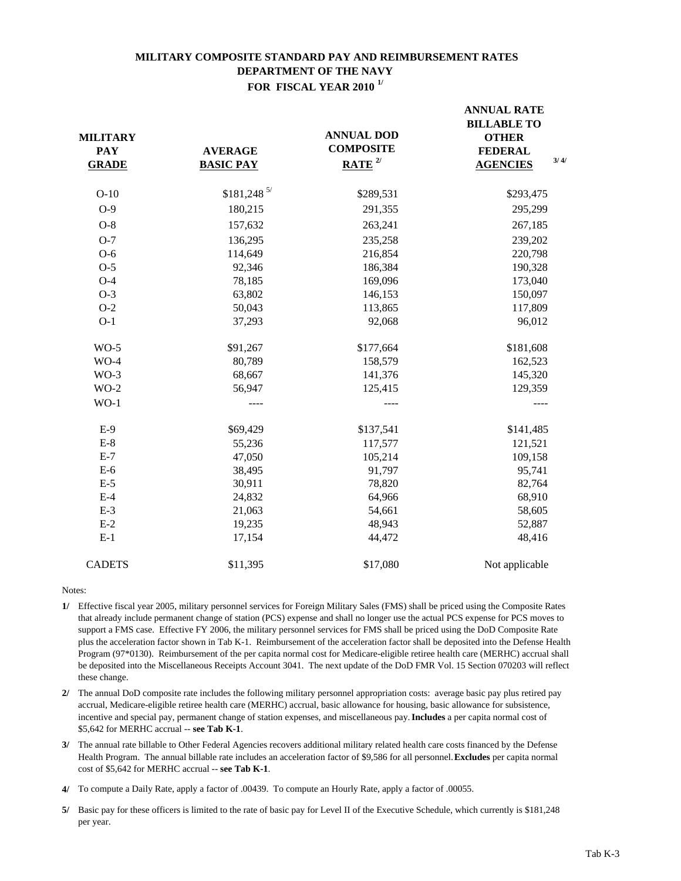# MILITARY COMPOSITE STANDARD PAY AND REIMBURSEMENT RATES
## DEPARTMENT OF THE NAVY
## FOR FISCAL YEAR 2010 [1/]

| MILITARY PAY GRADE | AVERAGE BASIC PAY | ANNUAL DOD COMPOSITE RATE [2/] | ANNUAL RATE BILLABLE TO OTHER FEDERAL AGENCIES [3/ 4/] |
|---|---|---|---|
| O-10 | $181,248 [5/] | $289,531 | $293,475 |
| O-9 | 180,215 | 291,355 | 295,299 |
| O-8 | 157,632 | 263,241 | 267,185 |
| O-7 | 136,295 | 235,258 | 239,202 |
| O-6 | 114,649 | 216,854 | 220,798 |
| O-5 | 92,346 | 186,384 | 190,328 |
| O-4 | 78,185 | 169,096 | 173,040 |
| O-3 | 63,802 | 146,153 | 150,097 |
| O-2 | 50,043 | 113,865 | 117,809 |
| O-1 | 37,293 | 92,068 | 96,012 |
| | | | |
| WO-5 | $91,267 | $177,664 | $181,608 |
| WO-4 | 80,789 | 158,579 | 162,523 |
| WO-3 | 68,667 | 141,376 | 145,320 |
| WO-2 | 56,947 | 125,415 | 129,359 |
| WO-1 | ---- | ---- | ---- |
| | | | |
| E-9 | $69,429 | $137,541 | $141,485 |
| E-8 | 55,236 | 117,577 | 121,521 |
| E-7 | 47,050 | 105,214 | 109,158 |
| E-6 | 38,495 | 91,797 | 95,741 |
| E-5 | 30,911 | 78,820 | 82,764 |
| E-4 | 24,832 | 64,966 | 68,910 |
| E-3 | 21,063 | 54,661 | 58,605 |
| E-2 | 19,235 | 48,943 | 52,887 |
| E-1 | 17,154 | 44,472 | 48,416 |
| | | | |
| CADETS | $11,395 | $17,080 | Not applicable |

Notes:

**1/** Effective fiscal year 2005, military personnel services for Foreign Military Sales (FMS) shall be priced using the Composite Rates that already include permanent change of station (PCS) expense and shall no longer use the actual PCS expense for PCS moves to support a FMS case. Effective FY 2006, the military personnel services for FMS shall be priced using the DoD Composite Rate plus the acceleration factor shown in Tab K-1. Reimbursement of the acceleration factor shall be deposited into the Defense Health Program (97*0130). Reimbursement of the per capita normal cost for Medicare-eligible retiree health care (MERHC) accrual shall be deposited into the Miscellaneous Receipts Account 3041. The next update of the DoD FMR Vol. 15 Section 070203 will reflect these change.

**2/** The annual DoD composite rate includes the following military personnel appropriation costs: average basic pay plus retired pay accrual, Medicare-eligible retiree health care (MERHC) accrual, basic allowance for housing, basic allowance for subsistence, incentive and special pay, permanent change of station expenses, and miscellaneous pay. **Includes** a per capita normal cost of $5,642 for MERHC accrual -- **see Tab K-1**.

**3/** The annual rate billable to Other Federal Agencies recovers additional military related health care costs financed by the Defense Health Program. The annual billable rate includes an acceleration factor of $9,586 for all personnel. **Excludes** per capita normal cost of $5,642 for MERHC accrual -- **see Tab K-1**.

**4/** To compute a Daily Rate, apply a factor of .00439. To compute an Hourly Rate, apply a factor of .00055.

**5/** Basic pay for these officers is limited to the rate of basic pay for Level II of the Executive Schedule, which currently is $181,248 per year.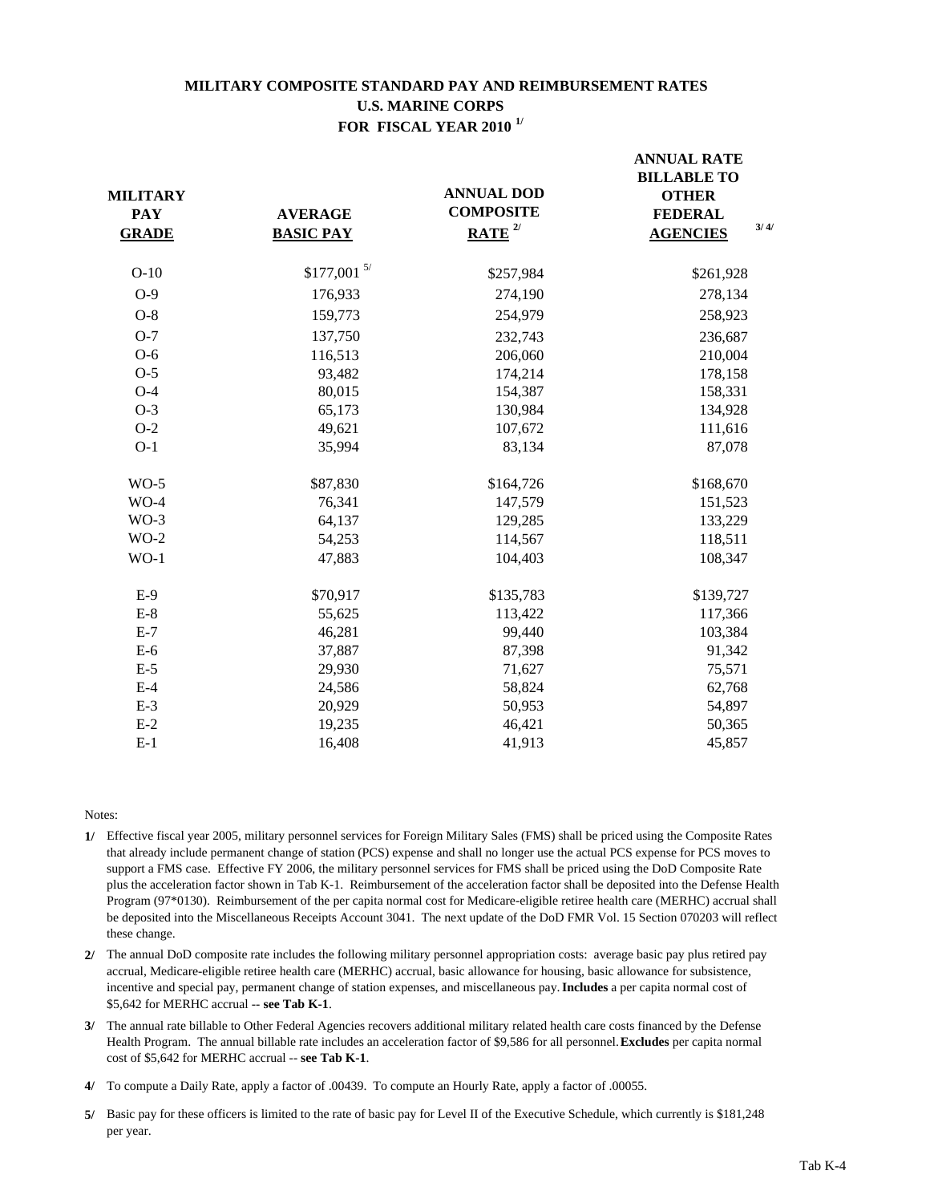# MILITARY COMPOSITE STANDARD PAY AND REIMBURSEMENT RATES
## U.S. MARINE CORPS
## FOR FISCAL YEAR 2010 [1/]

| MILITARY PAY GRADE | AVERAGE BASIC PAY | ANNUAL DOD COMPOSITE RATE [2/] | ANNUAL RATE BILLABLE TO OTHER FEDERAL AGENCIES [3/ 4/] |
|---|---|---|---|
| O-10 | $177,001 [5/] | $257,984 | $261,928 |
| O-9 | 176,933 | 274,190 | 278,134 |
| O-8 | 159,773 | 254,979 | 258,923 |
| O-7 | 137,750 | 232,743 | 236,687 |
| O-6 | 116,513 | 206,060 | 210,004 |
| O-5 | 93,482 | 174,214 | 178,158 |
| O-4 | 80,015 | 154,387 | 158,331 |
| O-3 | 65,173 | 130,984 | 134,928 |
| O-2 | 49,621 | 107,672 | 111,616 |
| O-1 | 35,994 | 83,134 | 87,078 |
| | | | |
| WO-5 | $87,830 | $164,726 | $168,670 |
| WO-4 | 76,341 | 147,579 | 151,523 |
| WO-3 | 64,137 | 129,285 | 133,229 |
| WO-2 | 54,253 | 114,567 | 118,511 |
| WO-1 | 47,883 | 104,403 | 108,347 |
| | | | |
| E-9 | $70,917 | $135,783 | $139,727 |
| E-8 | 55,625 | 113,422 | 117,366 |
| E-7 | 46,281 | 99,440 | 103,384 |
| E-6 | 37,887 | 87,398 | 91,342 |
| E-5 | 29,930 | 71,627 | 75,571 |
| E-4 | 24,586 | 58,824 | 62,768 |
| E-3 | 20,929 | 50,953 | 54,897 |
| E-2 | 19,235 | 46,421 | 50,365 |
| E-1 | 16,408 | 41,913 | 45,857 |

Notes:

**1/** Effective fiscal year 2005, military personnel services for Foreign Military Sales (FMS) shall be priced using the Composite Rates that already include permanent change of station (PCS) expense and shall no longer use the actual PCS expense for PCS moves to support a FMS case. Effective FY 2006, the military personnel services for FMS shall be priced using the DoD Composite Rate plus the acceleration factor shown in Tab K-1. Reimbursement of the acceleration factor shall be deposited into the Defense Health Program (97*0130). Reimbursement of the per capita normal cost for Medicare-eligible retiree health care (MERHC) accrual shall be deposited into the Miscellaneous Receipts Account 3041. The next update of the DoD FMR Vol. 15 Section 070203 will reflect these change.

**2/** The annual DoD composite rate includes the following military personnel appropriation costs: average basic pay plus retired pay accrual, Medicare-eligible retiree health care (MERHC) accrual, basic allowance for housing, basic allowance for subsistence, incentive and special pay, permanent change of station expenses, and miscellaneous pay. **Includes** a per capita normal cost of $5,642 for MERHC accrual -- **see Tab K-1**.

**3/** The annual rate billable to Other Federal Agencies recovers additional military related health care costs financed by the Defense Health Program. The annual billable rate includes an acceleration factor of $9,586 for all personnel. **Excludes** per capita normal cost of $5,642 for MERHC accrual -- **see Tab K-1**.

**4/** To compute a Daily Rate, apply a factor of .00439. To compute an Hourly Rate, apply a factor of .00055.

**5/** Basic pay for these officers is limited to the rate of basic pay for Level II of the Executive Schedule, which currently is $181,248 per year.

Tab K-4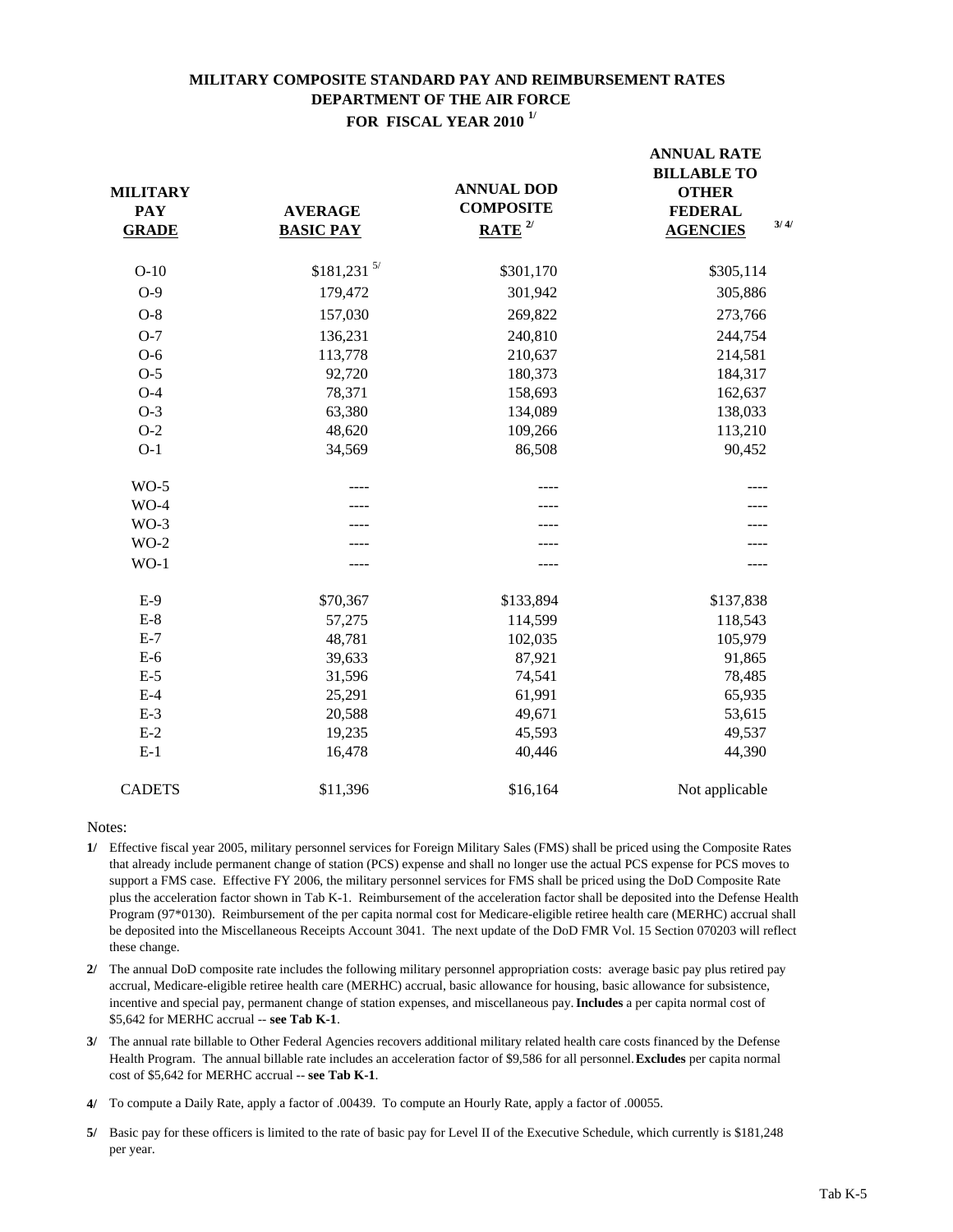# MILITARY COMPOSITE STANDARD PAY AND REIMBURSEMENT RATES
## DEPARTMENT OF THE AIR FORCE
## FOR FISCAL YEAR 2010 [1/]

| MILITARY PAY GRADE | AVERAGE BASIC PAY | ANNUAL DOD COMPOSITE RATE [2/] | ANNUAL RATE BILLABLE TO OTHER FEDERAL AGENCIES [3/ 4/] |
|---|---|---|---|
| O-10 | $181,231 [5/] | $301,170 | $305,114 |
| O-9 | 179,472 | 301,942 | 305,886 |
| O-8 | 157,030 | 269,822 | 273,766 |
| O-7 | 136,231 | 240,810 | 244,754 |
| O-6 | 113,778 | 210,637 | 214,581 |
| O-5 | 92,720 | 180,373 | 184,317 |
| O-4 | 78,371 | 158,693 | 162,637 |
| O-3 | 63,380 | 134,089 | 138,033 |
| O-2 | 48,620 | 109,266 | 113,210 |
| O-1 | 34,569 | 86,508 | 90,452 |
| WO-5 | ---- | ---- | ---- |
| WO-4 | ---- | ---- | ---- |
| WO-3 | ---- | ---- | ---- |
| WO-2 | ---- | ---- | ---- |
| WO-1 | ---- | ---- | ---- |
| E-9 | $70,367 | $133,894 | $137,838 |
| E-8 | 57,275 | 114,599 | 118,543 |
| E-7 | 48,781 | 102,035 | 105,979 |
| E-6 | 39,633 | 87,921 | 91,865 |
| E-5 | 31,596 | 74,541 | 78,485 |
| E-4 | 25,291 | 61,991 | 65,935 |
| E-3 | 20,588 | 49,671 | 53,615 |
| E-2 | 19,235 | 45,593 | 49,537 |
| E-1 | 16,478 | 40,446 | 44,390 |
| CADETS | $11,396 | $16,164 | Not applicable |

Notes:

**1/** Effective fiscal year 2005, military personnel services for Foreign Military Sales (FMS) shall be priced using the Composite Rates that already include permanent change of station (PCS) expense and shall no longer use the actual PCS expense for PCS moves to support a FMS case. Effective FY 2006, the military personnel services for FMS shall be priced using the DoD Composite Rate plus the acceleration factor shown in Tab K-1. Reimbursement of the acceleration factor shall be deposited into the Defense Health Program (97*0130). Reimbursement of the per capita normal cost for Medicare-eligible retiree health care (MERHC) accrual shall be deposited into the Miscellaneous Receipts Account 3041. The next update of the DoD FMR Vol. 15 Section 070203 will reflect these change.

**2/** The annual DoD composite rate includes the following military personnel appropriation costs: average basic pay plus retired pay accrual, Medicare-eligible retiree health care (MERHC) accrual, basic allowance for housing, basic allowance for subsistence, incentive and special pay, permanent change of station expenses, and miscellaneous pay. **Includes** a per capita normal cost of $5,642 for MERHC accrual -- **see Tab K-1**.

**3/** The annual rate billable to Other Federal Agencies recovers additional military related health care costs financed by the Defense Health Program. The annual billable rate includes an acceleration factor of $9,586 for all personnel. **Excludes** per capita normal cost of $5,642 for MERHC accrual -- **see Tab K-1**.

**4/** To compute a Daily Rate, apply a factor of .00439. To compute an Hourly Rate, apply a factor of .00055.

**5/** Basic pay for these officers is limited to the rate of basic pay for Level II of the Executive Schedule, which currently is $181,248 per year.

Tab K-5